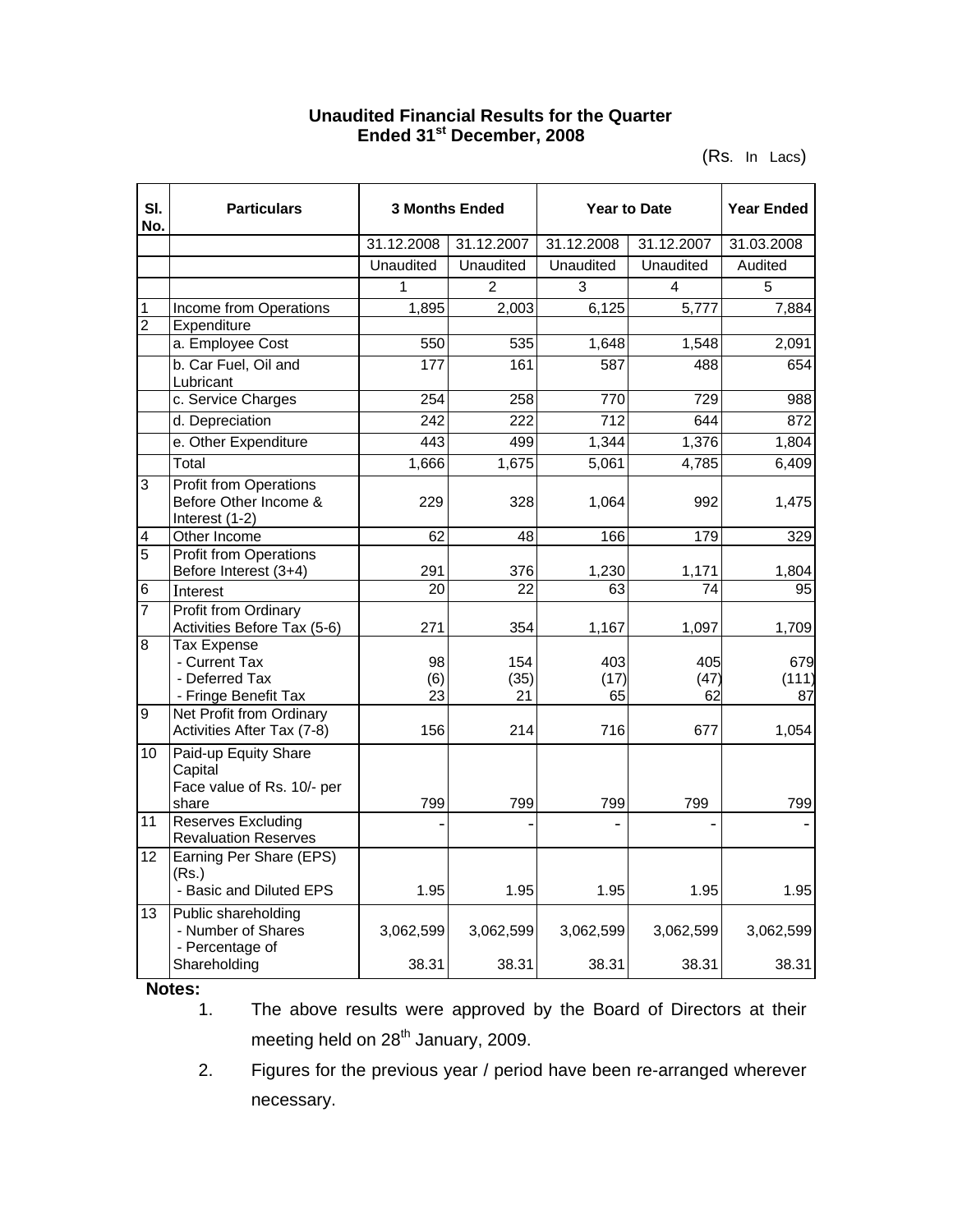**Unaudited Financial Results for the Quarter Ended 31st December, 2008**

(Rs. In Lacs)

| Sl. No. | Particulars | 3 Months Ended | | Year to Date | | Year Ended |
|---|---|---|---|---|---|---|
| | | 31.12.2008 | 31.12.2007 | 31.12.2008 | 31.12.2007 | 31.03.2008 |
| | | Unaudited | Unaudited | Unaudited | Unaudited | Audited |
| | | 1 | 2 | 3 | 4 | 5 |
| 1 | Income from Operations | 1,895 | 2,003 | 6,125 | 5,777 | 7,884 |
| 2 | Expenditure | | | | | |
| | a. Employee Cost | 550 | 535 | 1,648 | 1,548 | 2,091 |
| | b. Car Fuel, Oil and Lubricant | 177 | 161 | 587 | 488 | 654 |
| | c. Service Charges | 254 | 258 | 770 | 729 | 988 |
| | d. Depreciation | 242 | 222 | 712 | 644 | 872 |
| | e. Other Expenditure | 443 | 499 | 1,344 | 1,376 | 1,804 |
| | Total | 1,666 | 1,675 | 5,061 | 4,785 | 6,409 |
| 3 | Profit from Operations Before Other Income & Interest (1-2) | 229 | 328 | 1,064 | 992 | 1,475 |
| 4 | Other Income | 62 | 48 | 166 | 179 | 329 |
| 5 | Profit from Operations Before Interest (3+4) | 291 | 376 | 1,230 | 1,171 | 1,804 |
| 6 | Interest | 20 | 22 | 63 | 74 | 95 |
| 7 | Profit from Ordinary Activities Before Tax (5-6) | 271 | 354 | 1,167 | 1,097 | 1,709 |
| 8 | Tax Expense | | | | | |
| | - Current Tax | 98 | 154 | 403 | 405 | 679 |
| | - Deferred Tax | (6) | (35) | (17) | (47) | (111) |
| | - Fringe Benefit Tax | 23 | 21 | 65 | 62 | 87 |
| 9 | Net Profit from Ordinary Activities After Tax (7-8) | 156 | 214 | 716 | 677 | 1,054 |
| 10 | Paid-up Equity Share Capital Face value of Rs. 10/- per share | 799 | 799 | 799 | 799 | 799 |
| 11 | Reserves Excluding Revaluation Reserves | - | - | - | - | - |
| 12 | Earning Per Share (EPS) (Rs.) - Basic and Diluted EPS | 1.95 | 1.95 | 1.95 | 1.95 | 1.95 |
| 13 | Public shareholding | | | | | |
| | - Number of Shares | 3,062,599 | 3,062,599 | 3,062,599 | 3,062,599 | 3,062,599 |
| | - Percentage of Shareholding | 38.31 | 38.31 | 38.31 | 38.31 | 38.31 |

**Notes:**

1. The above results were approved by the Board of Directors at their meeting held on 28th January, 2009.
2. Figures for the previous year / period have been re-arranged wherever necessary.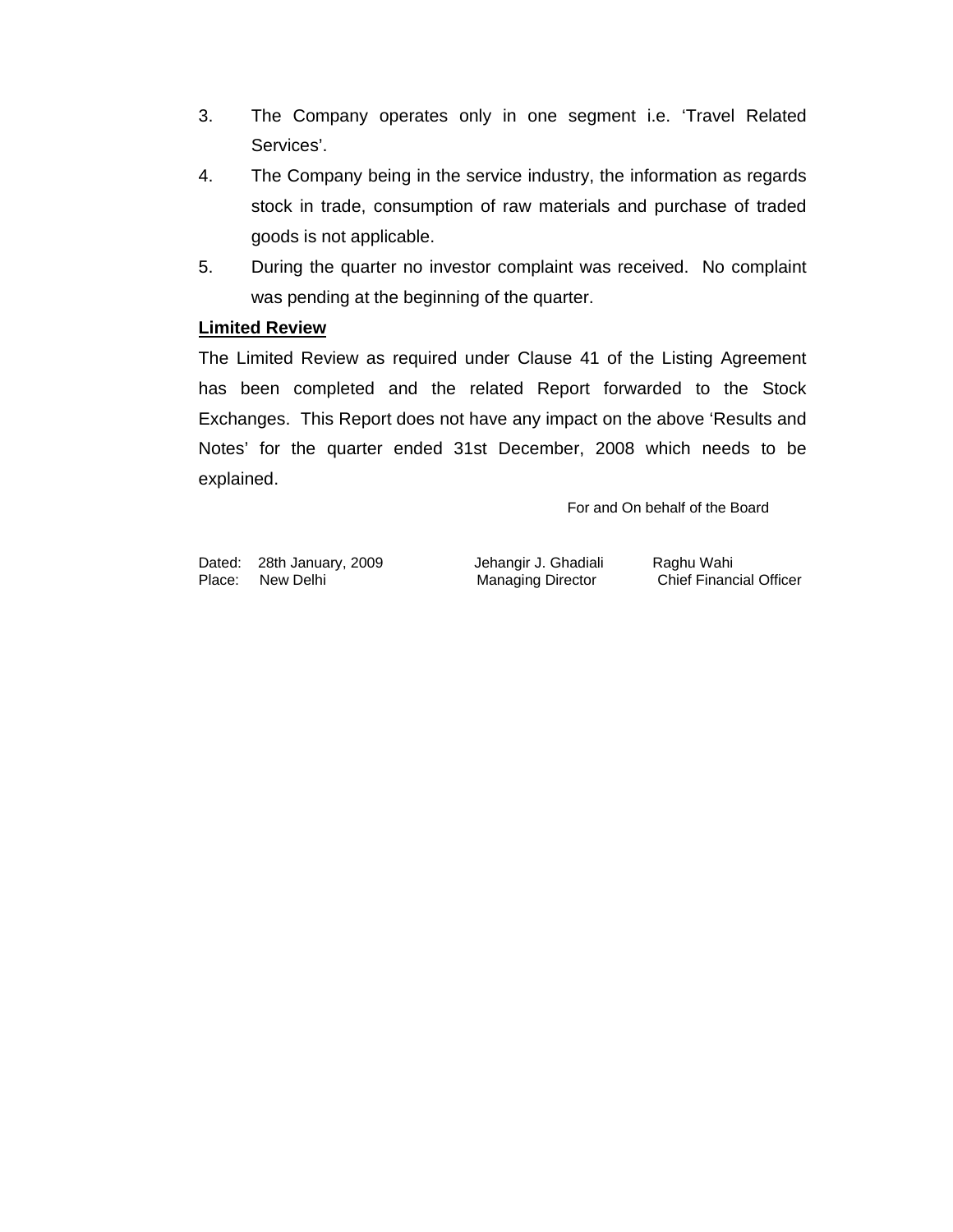3. The Company operates only in one segment i.e. 'Travel Related Services'.
4. The Company being in the service industry, the information as regards stock in trade, consumption of raw materials and purchase of traded goods is not applicable.
5. During the quarter no investor complaint was received. No complaint was pending at the beginning of the quarter.

**Limited Review**

The Limited Review as required under Clause 41 of the Listing Agreement has been completed and the related Report forwarded to the Stock Exchanges. This Report does not have any impact on the above 'Results and Notes' for the quarter ended 31st December, 2008 which needs to be explained.

For and On behalf of the Board

| | | |
|---|---|---|
| Dated: 28th January, 2009 | Jehangir J. Ghadiali | Raghu Wahi |
| Place: New Delhi | Managing Director | Chief Financial Officer |